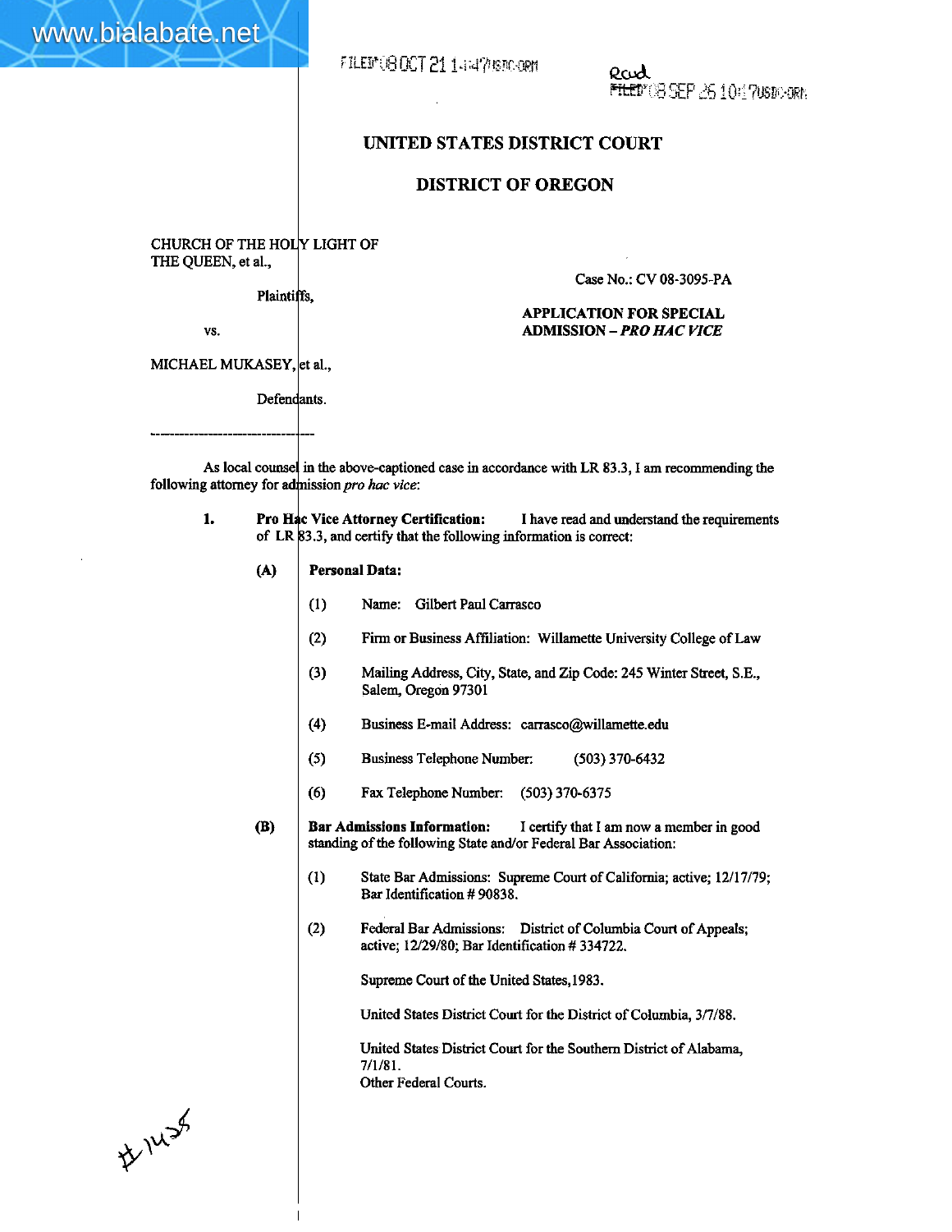FILED'08 OCT 21 14:47USDC-ORM

Recd
FILED'08 SEP 25 10:17USDC-ORM

## UNITED STATES DISTRICT COURT

## DISTRICT OF OREGON

CHURCH OF THE HOLY LIGHT OF THE QUEEN, et al.,

Plaintiffs,

vs.

MICHAEL MUKASEY, et al.,

Defendants.

Case No.: CV 08-3095-PA

**APPLICATION FOR SPECIAL ADMISSION – *PRO HAC VICE***

---

As local counsel in the above-captioned case in accordance with LR 83.3, I am recommending the following attorney for admission *pro hac vice*:

**1. Pro Hac Vice Attorney Certification:** I have read and understand the requirements of LR 83.3, and certify that the following information is correct:

**(A) Personal Data:**

(1) Name: Gilbert Paul Carrasco

(2) Firm or Business Affiliation: Willamette University College of Law

(3) Mailing Address, City, State, and Zip Code: 245 Winter Street, S.E., Salem, Oregon 97301

(4) Business E-mail Address: carrasco@willamette.edu

(5) Business Telephone Number: (503) 370-6432

(6) Fax Telephone Number: (503) 370-6375

**(B) Bar Admissions Information:** I certify that I am now a member in good standing of the following State and/or Federal Bar Association:

(1) State Bar Admissions: Supreme Court of California; active; 12/17/79; Bar Identification # 90838.

(2) Federal Bar Admissions: District of Columbia Court of Appeals; active; 12/29/80; Bar Identification # 334722.

Supreme Court of the United States, 1983.

United States District Court for the District of Columbia, 3/7/88.

United States District Court for the Southern District of Alabama, 7/1/81.
Other Federal Courts.

#1435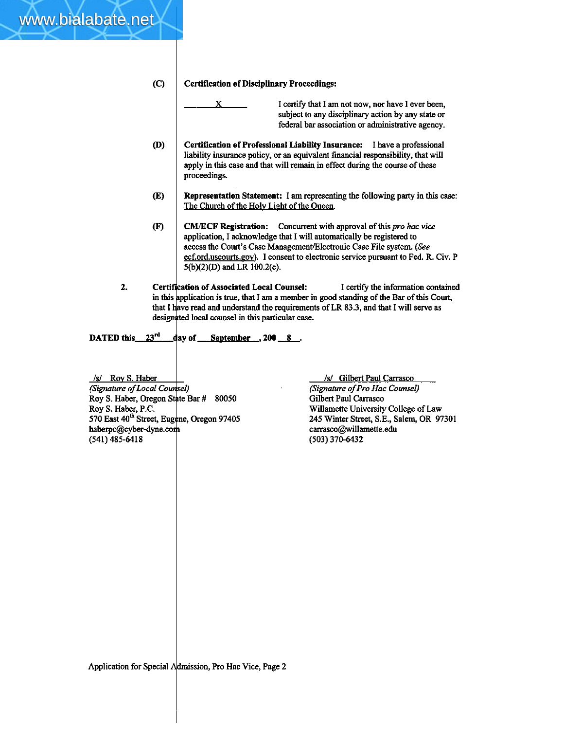(C) **Certification of Disciplinary Proceedings:**

______X______ I certify that I am not now, nor have I ever been, subject to any disciplinary action by any state or federal bar association or administrative agency.

(D) **Certification of Professional Liability Insurance:** I have a professional liability insurance policy, or an equivalent financial responsibility, that will apply in this case and that will remain in effect during the course of these proceedings.

(E) **Representation Statement:** I am representing the following party in this case: The Church of the Holy Light of the Queen.

(F) **CM/ECF Registration:** Concurrent with approval of this *pro hac vice* application, I acknowledge that I will automatically be registered to access the Court's Case Management/Electronic Case File system. (*See* ecf.ord.uscourts.gov). I consent to electronic service pursuant to Fed. R. Civ. P 5(b)(2)(D) and LR 100.2(c).

2. **Certification of Associated Local Counsel:** I certify the information contained in this application is true, that I am a member in good standing of the Bar of this Court, that I have read and understand the requirements of LR 83.3, and that I will serve as designated local counsel in this particular case.

**DATED this__23rd__day of __September__, 200 __8__.**

/s/ Roy S. Haber
*(Signature of Local Counsel)*
Roy S. Haber, Oregon State Bar # 80050
Roy S. Haber, P.C.
570 East 40th Street, Eugene, Oregon 97405
haberpc@cyber-dyne.com
(541) 485-6418

/s/ Gilbert Paul Carrasco
*(Signature of Pro Hac Counsel)*
Gilbert Paul Carrasco
Willamette University College of Law
245 Winter Street, S.E., Salem, OR 97301
carrasco@willamette.edu
(503) 370-6432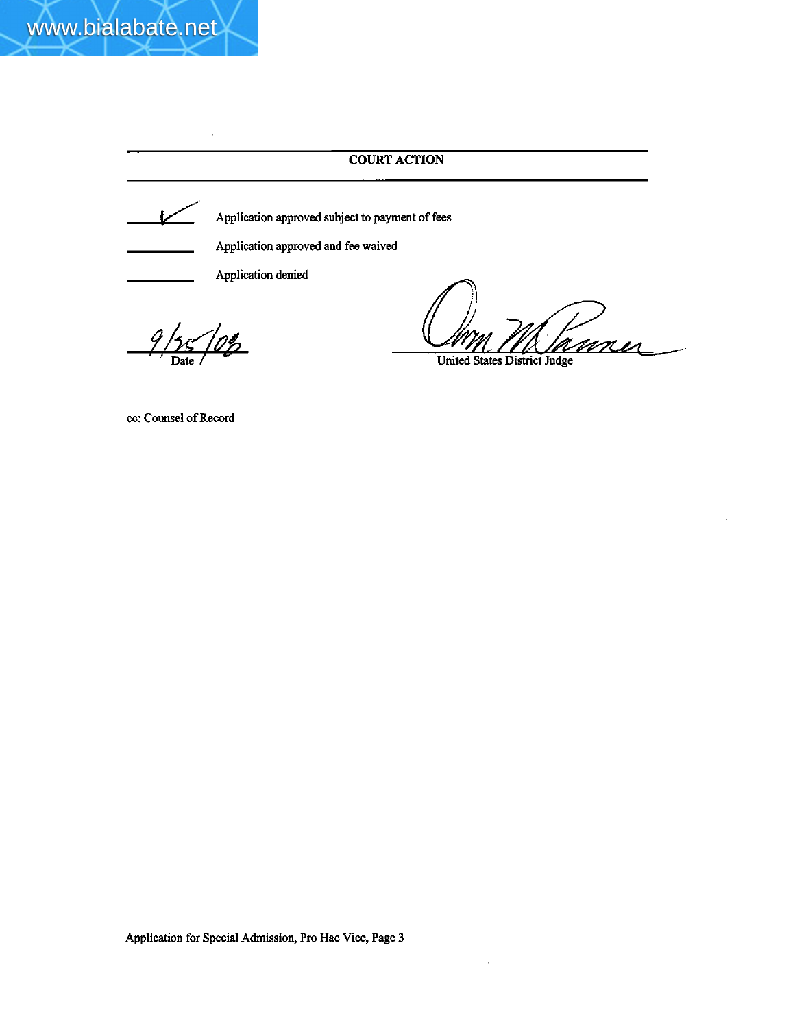## COURT ACTION

✓ Application approved subject to payment of fees

\_\_\_\_\_\_\_\_ Application approved and fee waived

\_\_\_\_\_\_\_\_ Application denied

9/25/08
Date

United States District Judge

cc: Counsel of Record

Application for Special Admission, Pro Hac Vice, Page 3